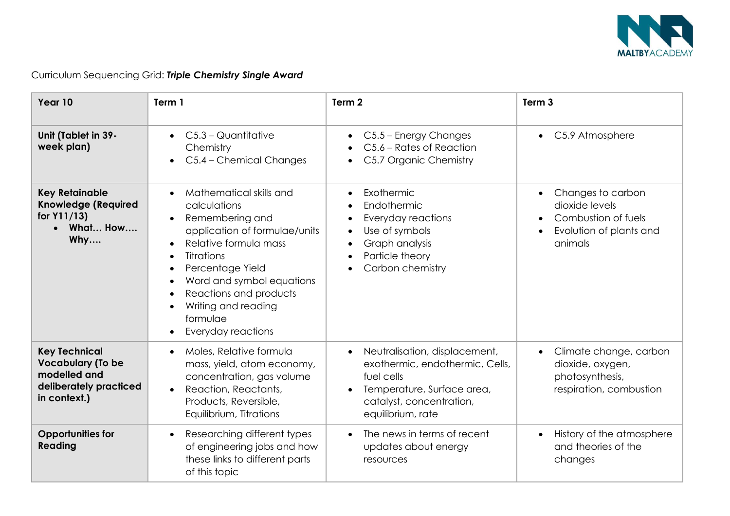Curriculum Sequencing Grid: ***Triple Chemistry Single Award***

| **Year 10** | **Term 1** | **Term 2** | **Term 3** |
|---|---|---|---|
| **Unit (Tablet in 39-week plan)** | • C5.3 – Quantitative Chemistry<br>• C5.4 – Chemical Changes | • C5.5 – Energy Changes<br>• C5.6 – Rates of Reaction<br>• C5.7 Organic Chemistry | • C5.9 Atmosphere |
| **Key Retainable Knowledge (Required for Y11/13)**<br>• **What… How…. Why….** | • Mathematical skills and calculations<br>• Remembering and application of formulae/units<br>• Relative formula mass<br>• Titrations<br>• Percentage Yield<br>• Word and symbol equations<br>• Reactions and products<br>• Writing and reading formulae<br>• Everyday reactions | • Exothermic<br>• Endothermic<br>• Everyday reactions<br>• Use of symbols<br>• Graph analysis<br>• Particle theory<br>• Carbon chemistry | • Changes to carbon dioxide levels<br>• Combustion of fuels<br>• Evolution of plants and animals |
| **Key Technical Vocabulary (To be modelled and deliberately practiced in context.)** | • Moles, Relative formula mass, yield, atom economy, concentration, gas volume<br>• Reaction, Reactants, Products, Reversible, Equilibrium, Titrations | • Neutralisation, displacement, exothermic, endothermic, Cells, fuel cells<br>• Temperature, Surface area, catalyst, concentration, equilibrium, rate | • Climate change, carbon dioxide, oxygen, photosynthesis, respiration, combustion |
| **Opportunities for Reading** | • Researching different types of engineering jobs and how these links to different parts of this topic | • The news in terms of recent updates about energy resources | • History of the atmosphere and theories of the changes |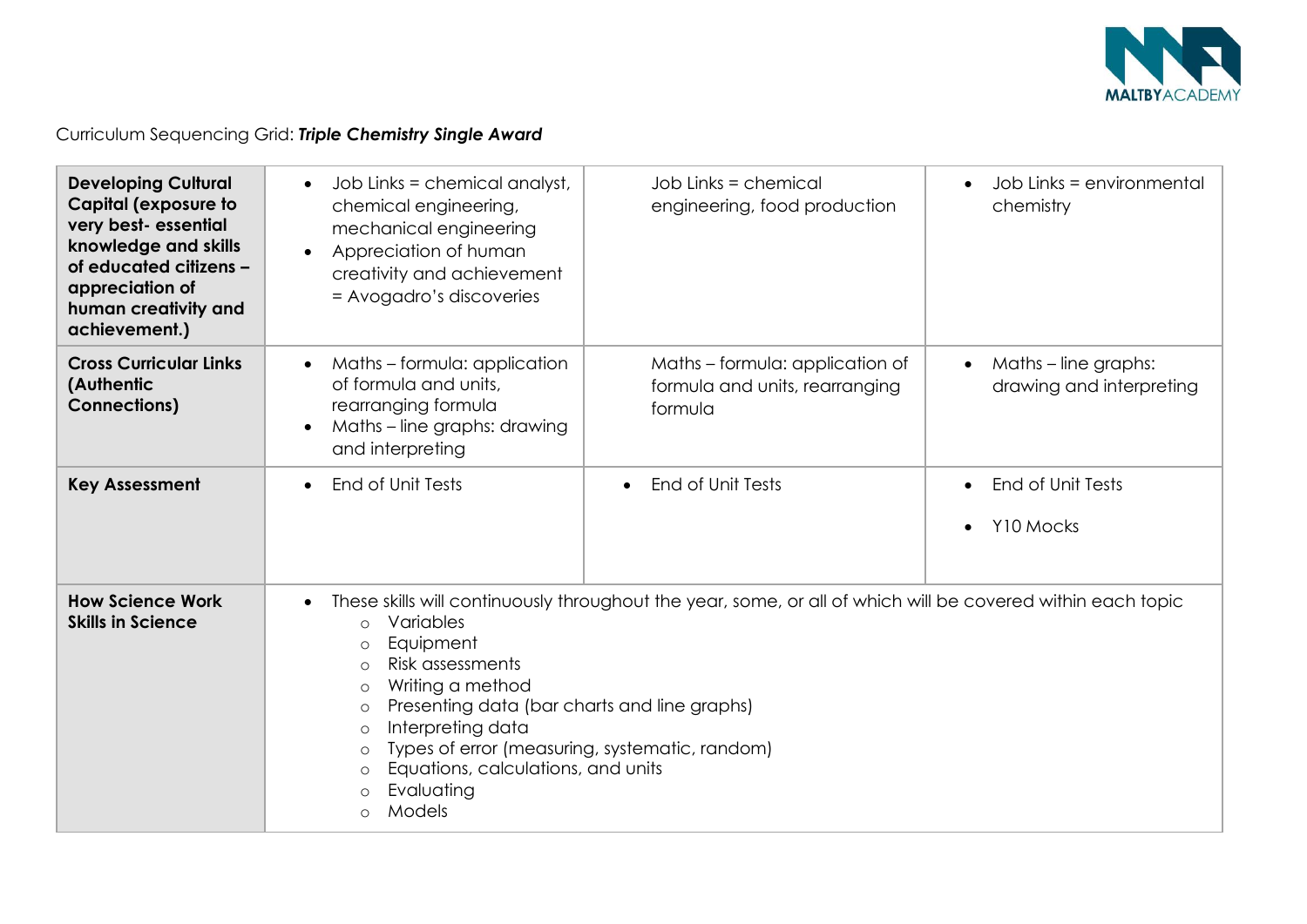Curriculum Sequencing Grid: ***Triple Chemistry Single Award***

| | | | |
|---|---|---|---|
| **Developing Cultural Capital (exposure to very best- essential knowledge and skills of educated citizens – appreciation of human creativity and achievement.)** | • Job Links = chemical analyst, chemical engineering, mechanical engineering<br>• Appreciation of human creativity and achievement = Avogadro's discoveries | Job Links = chemical engineering, food production | • Job Links = environmental chemistry |
| **Cross Curricular Links (Authentic Connections)** | • Maths – formula: application of formula and units, rearranging formula<br>• Maths – line graphs: drawing and interpreting | Maths – formula: application of formula and units, rearranging formula | • Maths – line graphs: drawing and interpreting |
| **Key Assessment** | • End of Unit Tests | • End of Unit Tests | • End of Unit Tests<br>• Y10 Mocks |
| **How Science Work Skills in Science** | • These skills will continuously throughout the year, some, or all of which will be covered within each topic<br>◦ Variables<br>◦ Equipment<br>◦ Risk assessments<br>◦ Writing a method<br>◦ Presenting data (bar charts and line graphs)<br>◦ Interpreting data<br>◦ Types of error (measuring, systematic, random)<br>◦ Equations, calculations, and units<br>◦ Evaluating<br>◦ Models | | |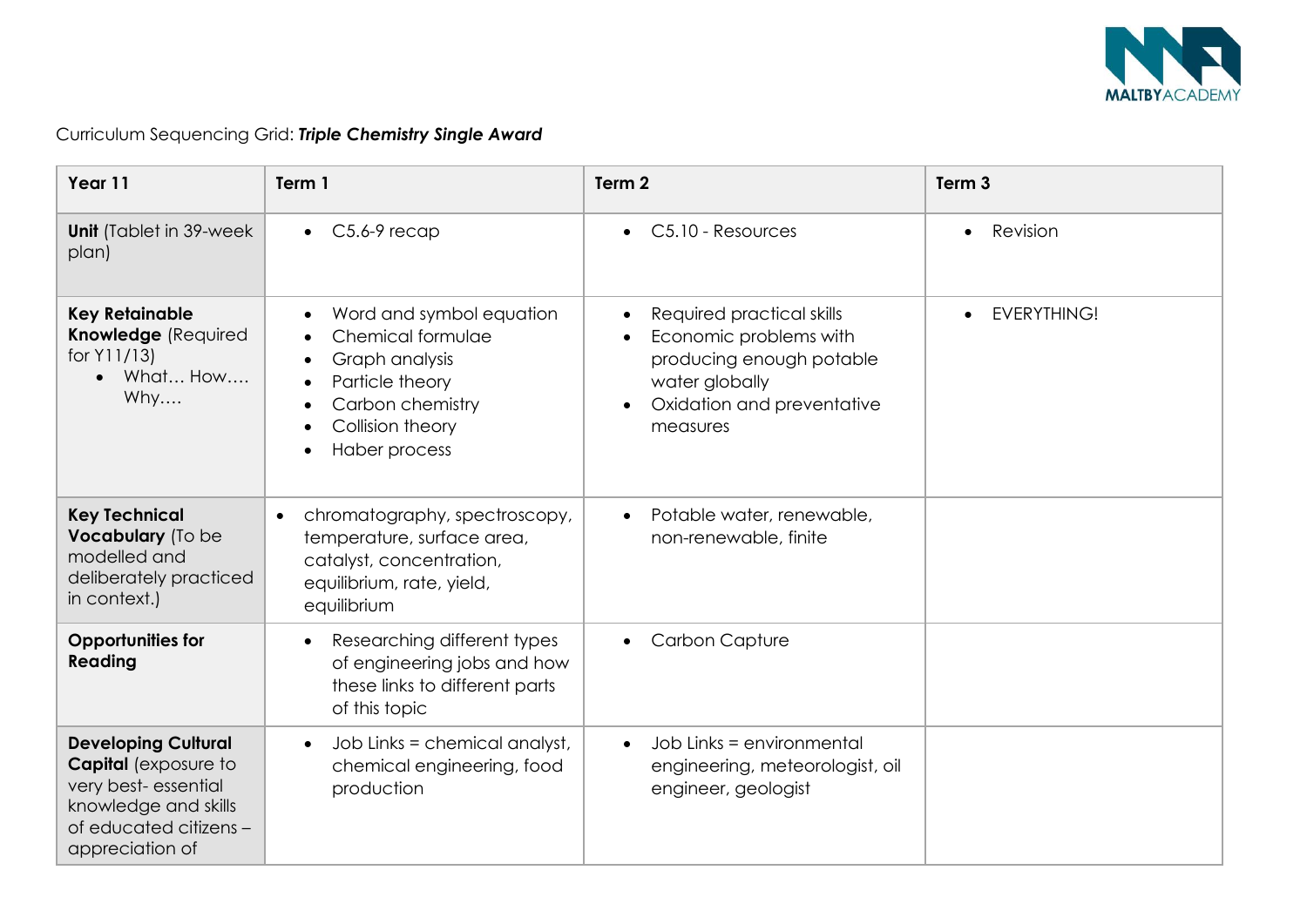Curriculum Sequencing Grid: ***Triple Chemistry Single Award***

| Year 11 | Term 1 | Term 2 | Term 3 |
|---|---|---|---|
| **Unit** (Tablet in 39-week plan) | • C5.6-9 recap | • C5.10 - Resources | • Revision |
| **Key Retainable Knowledge** (Required for Y11/13) <br>• What… How…. Why…. | • Word and symbol equation<br>• Chemical formulae<br>• Graph analysis<br>• Particle theory<br>• Carbon chemistry<br>• Collision theory<br>• Haber process | • Required practical skills<br>• Economic problems with producing enough potable water globally<br>• Oxidation and preventative measures | • EVERYTHING! |
| **Key Technical Vocabulary** (To be modelled and deliberately practiced in context.) | • chromatography, spectroscopy, temperature, surface area, catalyst, concentration, equilibrium, rate, yield, equilibrium | • Potable water, renewable, non-renewable, finite | |
| **Opportunities for Reading** | • Researching different types of engineering jobs and how these links to different parts of this topic | • Carbon Capture | |
| **Developing Cultural Capital** (exposure to very best- essential knowledge and skills of educated citizens – appreciation of | • Job Links = chemical analyst, chemical engineering, food production | • Job Links = environmental engineering, meteorologist, oil engineer, geologist | |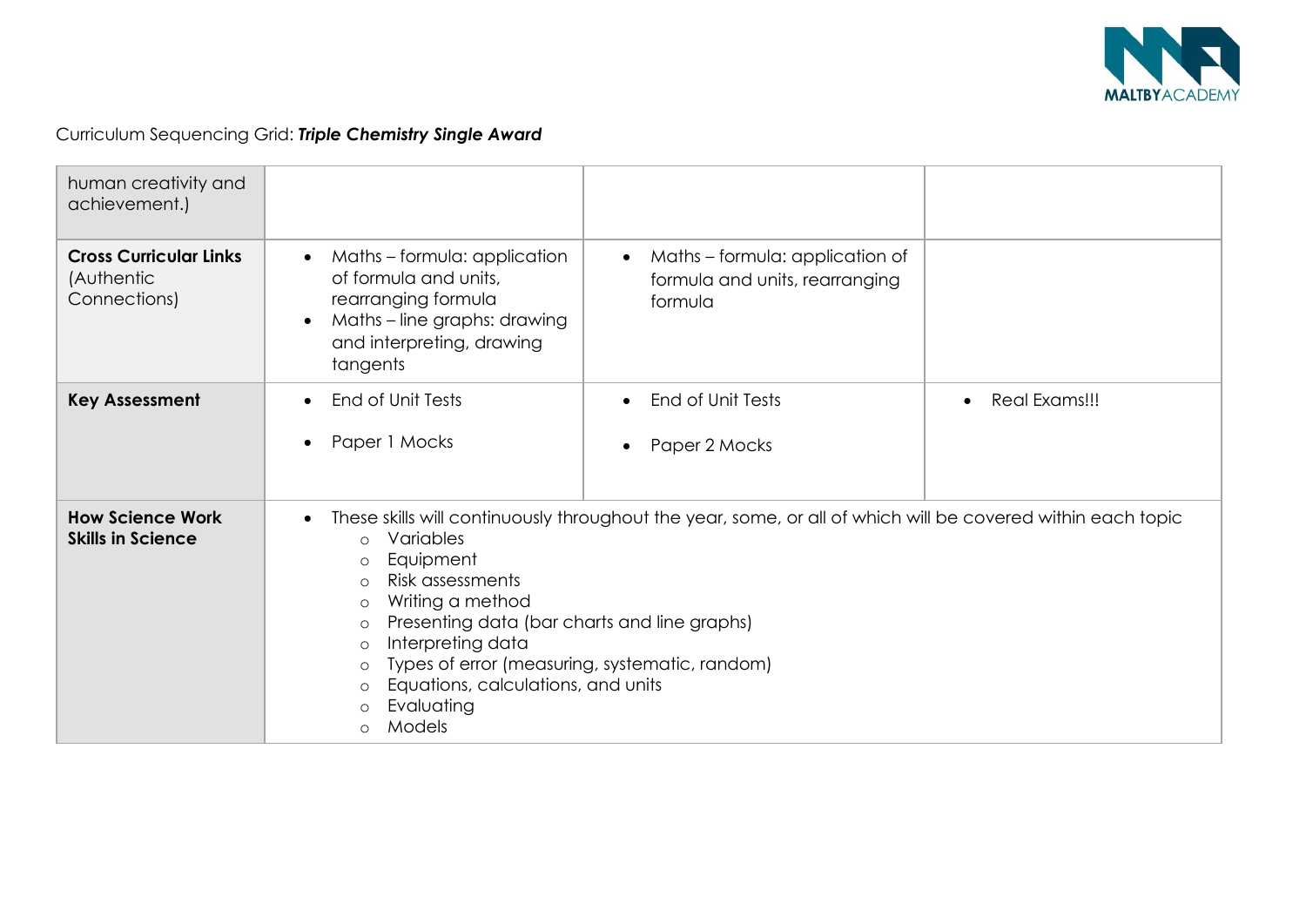Curriculum Sequencing Grid: ***Triple Chemistry Single Award***

| | | | |
|---|---|---|---|
| human creativity and achievement.) | | | |
| **Cross Curricular Links** (Authentic Connections) | • Maths – formula: application of formula and units, rearranging formula<br>• Maths – line graphs: drawing and interpreting, drawing tangents | • Maths – formula: application of formula and units, rearranging formula | |
| **Key Assessment** | • End of Unit Tests<br>• Paper 1 Mocks | • End of Unit Tests<br>• Paper 2 Mocks | • Real Exams!!! |
| **How Science Work Skills in Science** | • These skills will continuously throughout the year, some, or all of which will be covered within each topic<br>◦ Variables<br>◦ Equipment<br>◦ Risk assessments<br>◦ Writing a method<br>◦ Presenting data (bar charts and line graphs)<br>◦ Interpreting data<br>◦ Types of error (measuring, systematic, random)<br>◦ Equations, calculations, and units<br>◦ Evaluating<br>◦ Models | | |